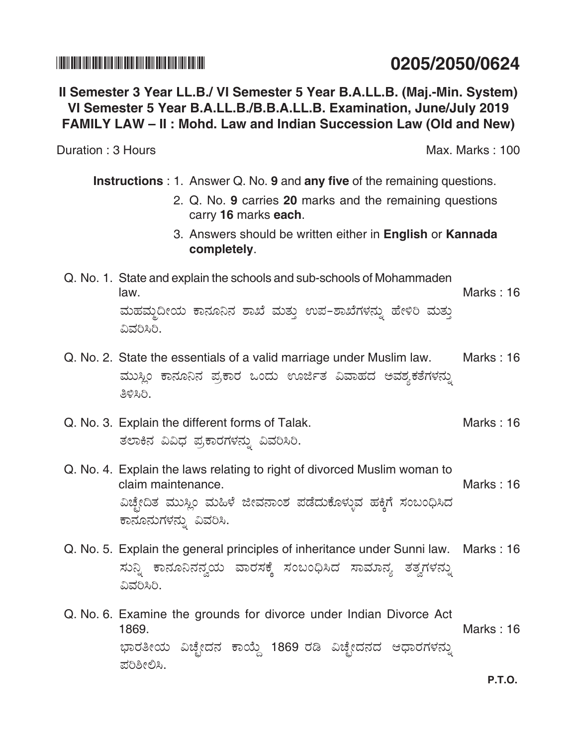**0205/2050/0624**

## II Semester 3 Year LL.B./ VI Semester 5 Year B.A.LL.B. (Maj.-Min. System) VI Semester 5 Year B.A.LL.B./B.B.A.LL.B. Examination, June/July 2019

## FAMILY LAW – II : Mohd. Law and Indian Succession Law (Old and New)

Duration : 3 Hours  Max. Marks : 100

**Instructions** : 1. Answer Q. No. **9** and **any five** of the remaining questions.

2. Q. No. **9** carries **20** marks and the remaining questions carry **16** marks **each**.

3. Answers should be written either in **English** or **Kannada completely**.

Q. No. 1. State and explain the schools and sub-schools of Mohammaden law. Marks : 16

ಮಹಮ್ಮದೀಯ ಕಾನೂನಿನ ಶಾಖೆ ಮತ್ತು ಉಪ-ಶಾಖೆಗಳನ್ನು ಹೇಳಿರಿ ಮತ್ತು ವಿವರಿಸಿರಿ.

Q. No. 2. State the essentials of a valid marriage under Muslim law. Marks : 16

ಮುಸ್ಲಿಂ ಕಾನೂನಿನ ಪ್ರಕಾರ ಒಂದು ಊರ್ಜಿತ ವಿವಾಹದ ಅವಶ್ಯಕತೆಗಳನ್ನು ತಿಳಿಸಿರಿ.

Q. No. 3. Explain the different forms of Talak. Marks : 16

ತಲಾಕಿನ ವಿವಿಧ ಪ್ರಕಾರಗಳನ್ನು ವಿವರಿಸಿರಿ.

Q. No. 4. Explain the laws relating to right of divorced Muslim woman to claim maintenance. Marks : 16

ವಿಚ್ಛೇದಿತ ಮುಸ್ಲಿಂ ಮಹಿಳೆ ಜೀವನಾಂಶ ಪಡೆದುಕೊಳ್ಳುವ ಹಕ್ಕಿಗೆ ಸಂಬಂಧಿಸಿದ ಕಾನೂನುಗಳನ್ನು ವಿವರಿಸಿ.

Q. No. 5. Explain the general principles of inheritance under Sunni law. Marks : 16

ಸುನ್ನಿ ಕಾನೂನಿನನ್ವಯ ವಾರಸಕ್ಕೆ ಸಂಬಂಧಿಸಿದ ಸಾಮಾನ್ಯ ತತ್ವಗಳನ್ನು ವಿವರಿಸಿರಿ.

Q. No. 6. Examine the grounds for divorce under Indian Divorce Act 1869. Marks : 16

ಭಾರತೀಯ ವಿಚ್ಛೇದನ ಕಾಯ್ದೆ 1869 ರಡಿ ವಿಚ್ಛೇದನದ ಆಧಾರಗಳನ್ನು ಪರಿಶೀಲಿಸಿ.

**P.T.O.**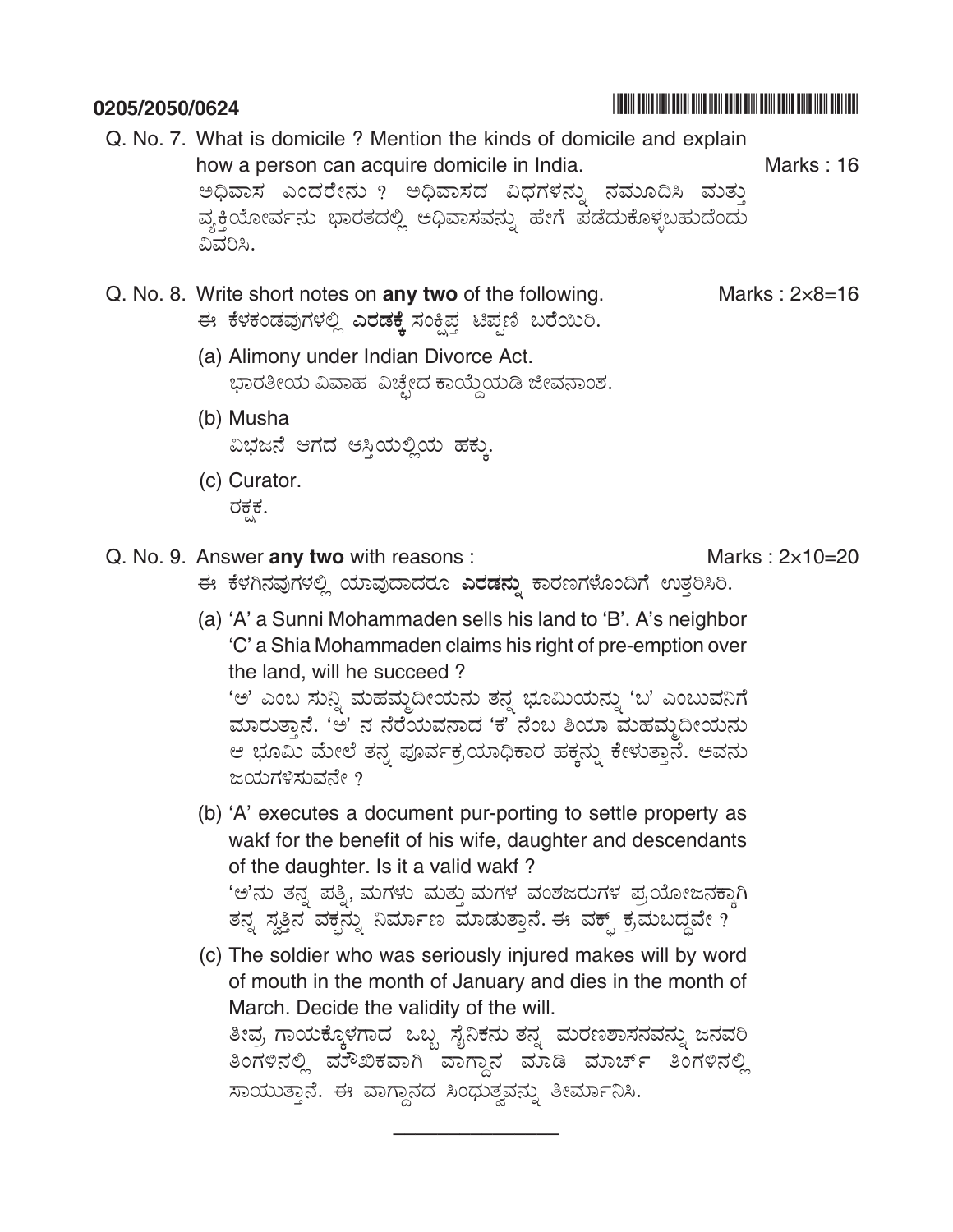Q. No. 7. What is domicile ? Mention the kinds of domicile and explain how a person can acquire domicile in India. Marks : 16

ಅಧಿವಾಸ ಎಂದರೇನು ? ಅಧಿವಾಸದ ವಿಧಗಳನ್ನು ನಮೂದಿಸಿ ಮತ್ತು ವ್ಯಕ್ತಿಯೋರ್ವನು ಭಾರತದಲ್ಲಿ ಅಧಿವಾಸವನ್ನು ಹೇಗೆ ಪಡೆದುಕೊಳ್ಳಬಹುದೆಂದು ವಿವರಿಸಿ.

Q. No. 8. Write short notes on **any two** of the following. Marks : 2×8=16

ಈ ಕೆಳಕಂಡವುಗಳಲ್ಲಿ **ಎರಡಕ್ಕೆ** ಸಂಕ್ಷಿಪ್ತ ಟಿಪ್ಪಣಿ ಬರೆಯಿರಿ.

(a) Alimony under Indian Divorce Act.
ಭಾರತೀಯ ವಿವಾಹ ವಿಚ್ಛೇದ ಕಾಯ್ದೆಯಡಿ ಜೀವನಾಂಶ.

(b) Musha
ವಿಭಜನೆ ಆಗದ ಆಸ್ತಿಯಲ್ಲಿಯ ಹಕ್ಕು.

(c) Curator.
ರಕ್ಷಕ.

Q. No. 9. Answer **any two** with reasons : Marks : 2×10=20

ಈ ಕೆಳಗಿನವುಗಳಲ್ಲಿ ಯಾವುದಾದರೂ **ಎರಡನ್ನು** ಕಾರಣಗಳೊಂದಿಗೆ ಉತ್ತರಿಸಿರಿ.

(a) 'A' a Sunni Mohammaden sells his land to 'B'. A's neighbor 'C' a Shia Mohammaden claims his right of pre-emption over the land, will he succeed ?
'ಅ' ಎಂಬ ಸುನ್ನಿ ಮಹಮ್ಮದೀಯನು ತನ್ನ ಭೂಮಿಯನ್ನು 'ಬ' ಎಂಬುವನಿಗೆ ಮಾರುತ್ತಾನೆ. 'ಅ' ನ ನೆರೆಯವನಾದ 'ಕ' ನೆಂಬ ಶಿಯಾ ಮಹಮ್ಮದೀಯನು ಆ ಭೂಮಿ ಮೇಲೆ ತನ್ನ ಪೂರ್ವಕ್ರಯಾಧಿಕಾರ ಹಕ್ಕನ್ನು ಕೇಳುತ್ತಾನೆ. ಅವನು ಜಯಗಳಿಸುವನೇ ?

(b) 'A' executes a document pur-porting to settle property as wakf for the benefit of his wife, daughter and descendants of the daughter. Is it a valid wakf ?
'ಅ'ನು ತನ್ನ ಪತ್ನಿ, ಮಗಳು ಮತ್ತು ಮಗಳ ವಂಶಜರುಗಳ ಪ್ರಯೋಜನಕ್ಕಾಗಿ ತನ್ನ ಸ್ವತ್ತಿನ ವಕ್ಫನ್ನು ನಿರ್ಮಾಣ ಮಾಡುತ್ತಾನೆ. ಈ ವಕ್ಫ್ ಕ್ರಮಬದ್ಧವೇ ?

(c) The soldier who was seriously injured makes will by word of mouth in the month of January and dies in the month of March. Decide the validity of the will.
ತೀವ್ರ ಗಾಯಕ್ಕೊಳಗಾದ ಒಬ್ಬ ಸೈನಿಕನು ತನ್ನ ಮರಣಶಾಸನವನ್ನು ಜನವರಿ ತಿಂಗಳಿನಲ್ಲಿ ಮೌಖಿಕವಾಗಿ ವಾಗ್ದಾನ ಮಾಡಿ ಮಾರ್ಚ್ ತಿಂಗಳಿನಲ್ಲಿ ಸಾಯುತ್ತಾನೆ. ಈ ವಾಗ್ದಾನದ ಸಿಂಧುತ್ವವನ್ನು ತೀರ್ಮಾನಿಸಿ.

---